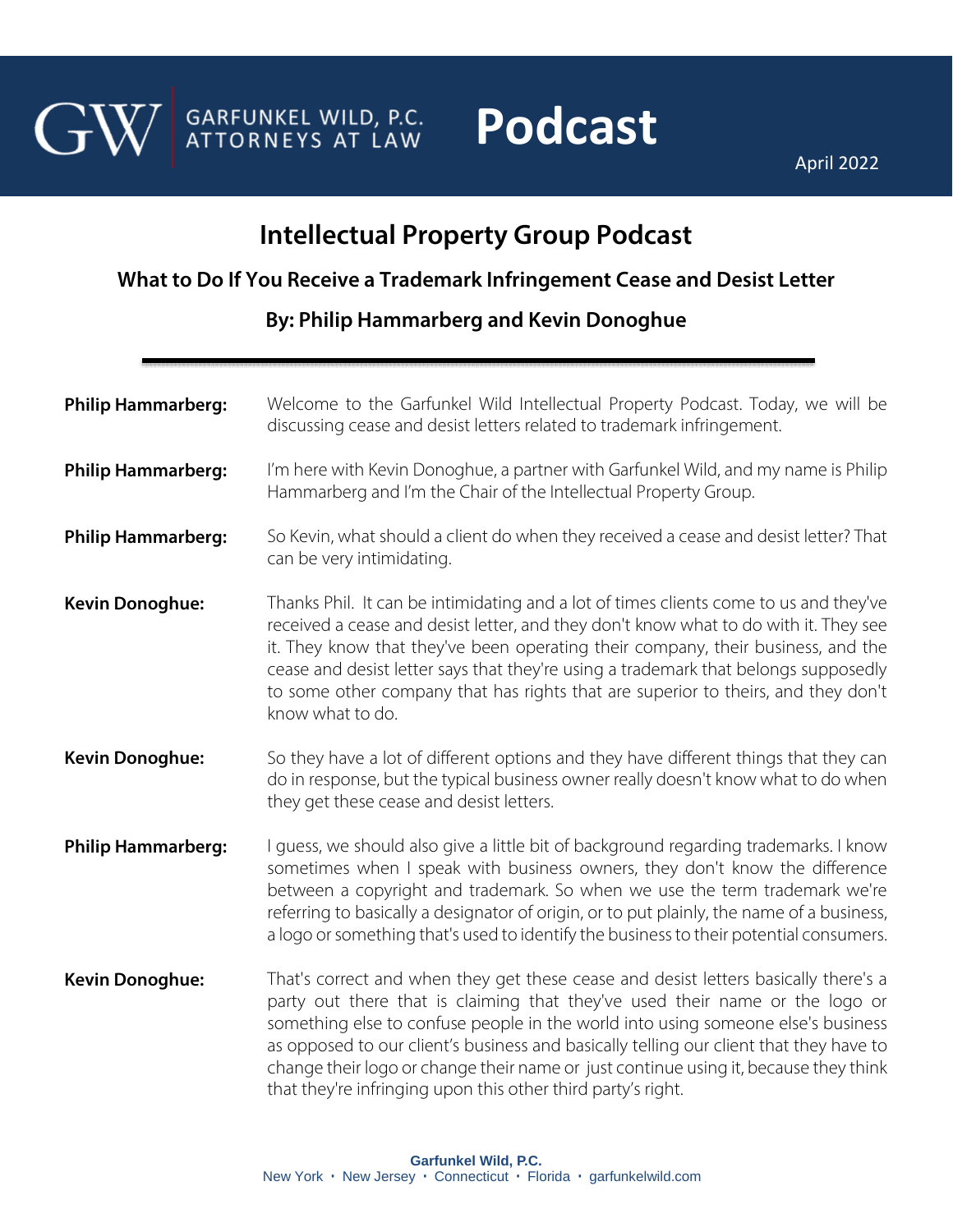# Intellectual Property Group Podcast

## What to Do If You Receive a Trademark Infringement Cease and Desist Letter

### By: Philip Hammarberg and Kevin Donoghue

April 2022

---

**Philip Hammarberg:** Welcome to the Garfunkel Wild Intellectual Property Podcast. Today, we will be discussing cease and desist letters related to trademark infringement.

**Philip Hammarberg:** I'm here with Kevin Donoghue, a partner with Garfunkel Wild, and my name is Philip Hammarberg and I'm the Chair of the Intellectual Property Group.

**Philip Hammarberg:** So Kevin, what should a client do when they received a cease and desist letter? That can be very intimidating.

**Kevin Donoghue:** Thanks Phil. It can be intimidating and a lot of times clients come to us and they've received a cease and desist letter, and they don't know what to do with it. They see it. They know that they've been operating their company, their business, and the cease and desist letter says that they're using a trademark that belongs supposedly to some other company that has rights that are superior to theirs, and they don't know what to do.

**Kevin Donoghue:** So they have a lot of different options and they have different things that they can do in response, but the typical business owner really doesn't know what to do when they get these cease and desist letters.

**Philip Hammarberg:** I guess, we should also give a little bit of background regarding trademarks. I know sometimes when I speak with business owners, they don't know the difference between a copyright and trademark. So when we use the term trademark we're referring to basically a designator of origin, or to put plainly, the name of a business, a logo or something that's used to identify the business to their potential consumers.

**Kevin Donoghue:** That's correct and when they get these cease and desist letters basically there's a party out there that is claiming that they've used their name or the logo or something else to confuse people in the world into using someone else's business as opposed to our client's business and basically telling our client that they have to change their logo or change their name or just continue using it, because they think that they're infringing upon this other third party's right.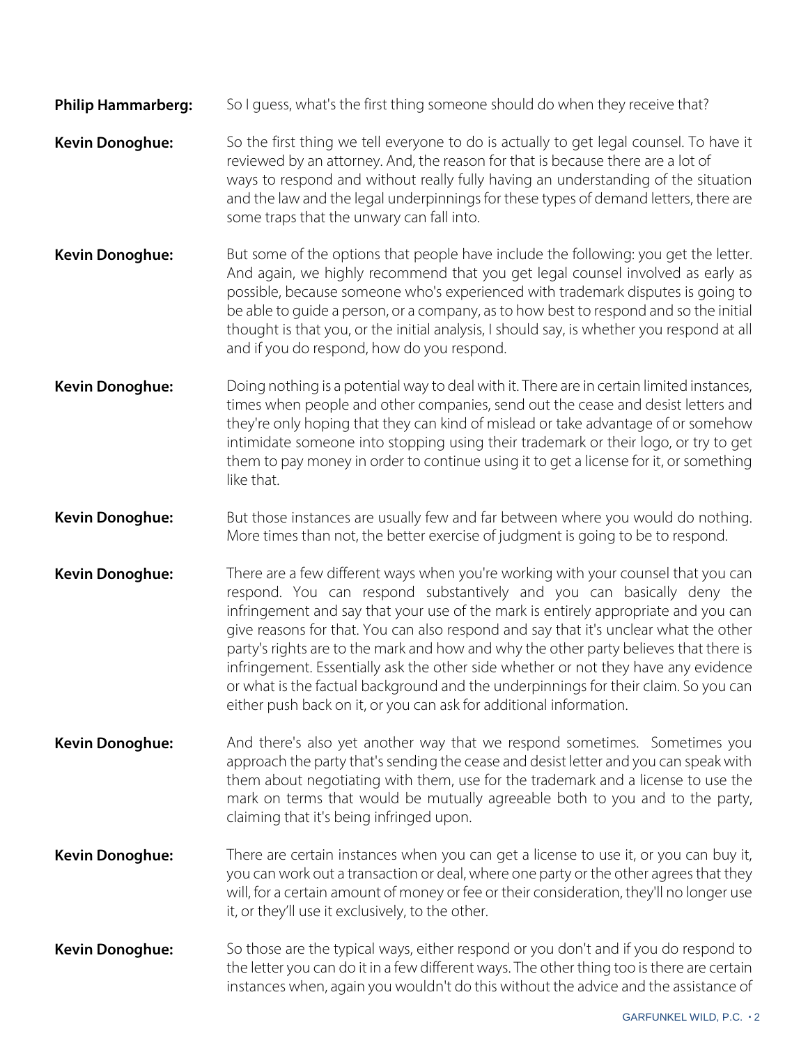**Philip Hammarberg:** So I guess, what's the first thing someone should do when they receive that?

**Kevin Donoghue:** So the first thing we tell everyone to do is actually to get legal counsel. To have it reviewed by an attorney. And, the reason for that is because there are a lot of ways to respond and without really fully having an understanding of the situation and the law and the legal underpinnings for these types of demand letters, there are some traps that the unwary can fall into.

**Kevin Donoghue:** But some of the options that people have include the following: you get the letter. And again, we highly recommend that you get legal counsel involved as early as possible, because someone who's experienced with trademark disputes is going to be able to guide a person, or a company, as to how best to respond and so the initial thought is that you, or the initial analysis, I should say, is whether you respond at all and if you do respond, how do you respond.

**Kevin Donoghue:** Doing nothing is a potential way to deal with it. There are in certain limited instances, times when people and other companies, send out the cease and desist letters and they're only hoping that they can kind of mislead or take advantage of or somehow intimidate someone into stopping using their trademark or their logo, or try to get them to pay money in order to continue using it to get a license for it, or something like that.

**Kevin Donoghue:** But those instances are usually few and far between where you would do nothing. More times than not, the better exercise of judgment is going to be to respond.

**Kevin Donoghue:** There are a few different ways when you're working with your counsel that you can respond. You can respond substantively and you can basically deny the infringement and say that your use of the mark is entirely appropriate and you can give reasons for that. You can also respond and say that it's unclear what the other party's rights are to the mark and how and why the other party believes that there is infringement. Essentially ask the other side whether or not they have any evidence or what is the factual background and the underpinnings for their claim. So you can either push back on it, or you can ask for additional information.

**Kevin Donoghue:** And there's also yet another way that we respond sometimes. Sometimes you approach the party that's sending the cease and desist letter and you can speak with them about negotiating with them, use for the trademark and a license to use the mark on terms that would be mutually agreeable both to you and to the party, claiming that it's being infringed upon.

**Kevin Donoghue:** There are certain instances when you can get a license to use it, or you can buy it, you can work out a transaction or deal, where one party or the other agrees that they will, for a certain amount of money or fee or their consideration, they'll no longer use it, or they'll use it exclusively, to the other.

**Kevin Donoghue:** So those are the typical ways, either respond or you don't and if you do respond to the letter you can do it in a few different ways. The other thing too is there are certain instances when, again you wouldn't do this without the advice and the assistance of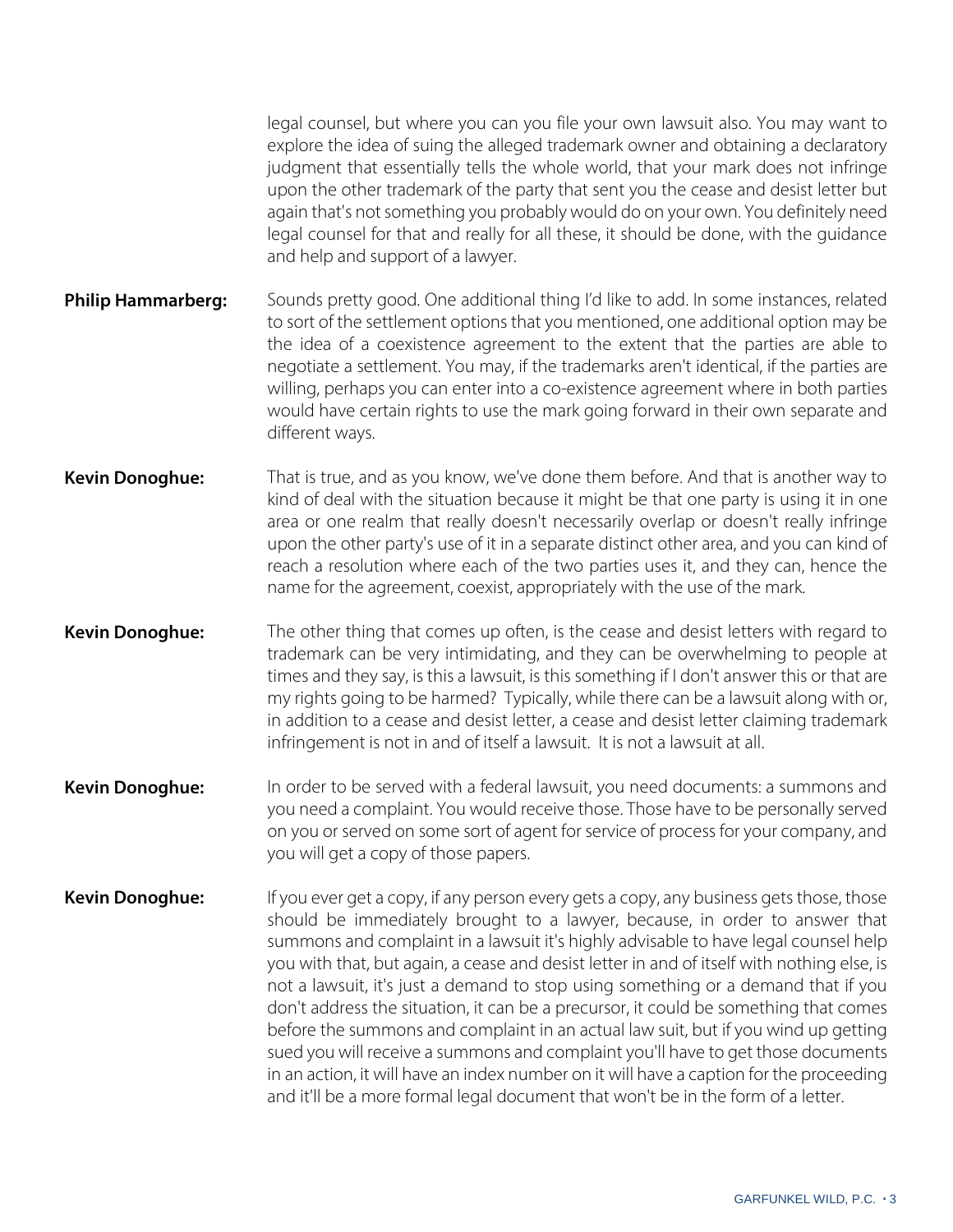legal counsel, but where you can you file your own lawsuit also. You may want to explore the idea of suing the alleged trademark owner and obtaining a declaratory judgment that essentially tells the whole world, that your mark does not infringe upon the other trademark of the party that sent you the cease and desist letter but again that's not something you probably would do on your own. You definitely need legal counsel for that and really for all these, it should be done, with the guidance and help and support of a lawyer.

**Philip Hammarberg:** Sounds pretty good. One additional thing I'd like to add. In some instances, related to sort of the settlement options that you mentioned, one additional option may be the idea of a coexistence agreement to the extent that the parties are able to negotiate a settlement. You may, if the trademarks aren't identical, if the parties are willing, perhaps you can enter into a co-existence agreement where in both parties would have certain rights to use the mark going forward in their own separate and different ways.

**Kevin Donoghue:** That is true, and as you know, we've done them before. And that is another way to kind of deal with the situation because it might be that one party is using it in one area or one realm that really doesn't necessarily overlap or doesn't really infringe upon the other party's use of it in a separate distinct other area, and you can kind of reach a resolution where each of the two parties uses it, and they can, hence the name for the agreement, coexist, appropriately with the use of the mark.

**Kevin Donoghue:** The other thing that comes up often, is the cease and desist letters with regard to trademark can be very intimidating, and they can be overwhelming to people at times and they say, is this a lawsuit, is this something if I don't answer this or that are my rights going to be harmed? Typically, while there can be a lawsuit along with or, in addition to a cease and desist letter, a cease and desist letter claiming trademark infringement is not in and of itself a lawsuit. It is not a lawsuit at all.

**Kevin Donoghue:** In order to be served with a federal lawsuit, you need documents: a summons and you need a complaint. You would receive those. Those have to be personally served on you or served on some sort of agent for service of process for your company, and you will get a copy of those papers.

**Kevin Donoghue:** If you ever get a copy, if any person every gets a copy, any business gets those, those should be immediately brought to a lawyer, because, in order to answer that summons and complaint in a lawsuit it's highly advisable to have legal counsel help you with that, but again, a cease and desist letter in and of itself with nothing else, is not a lawsuit, it's just a demand to stop using something or a demand that if you don't address the situation, it can be a precursor, it could be something that comes before the summons and complaint in an actual law suit, but if you wind up getting sued you will receive a summons and complaint you'll have to get those documents in an action, it will have an index number on it will have a caption for the proceeding and it'll be a more formal legal document that won't be in the form of a letter.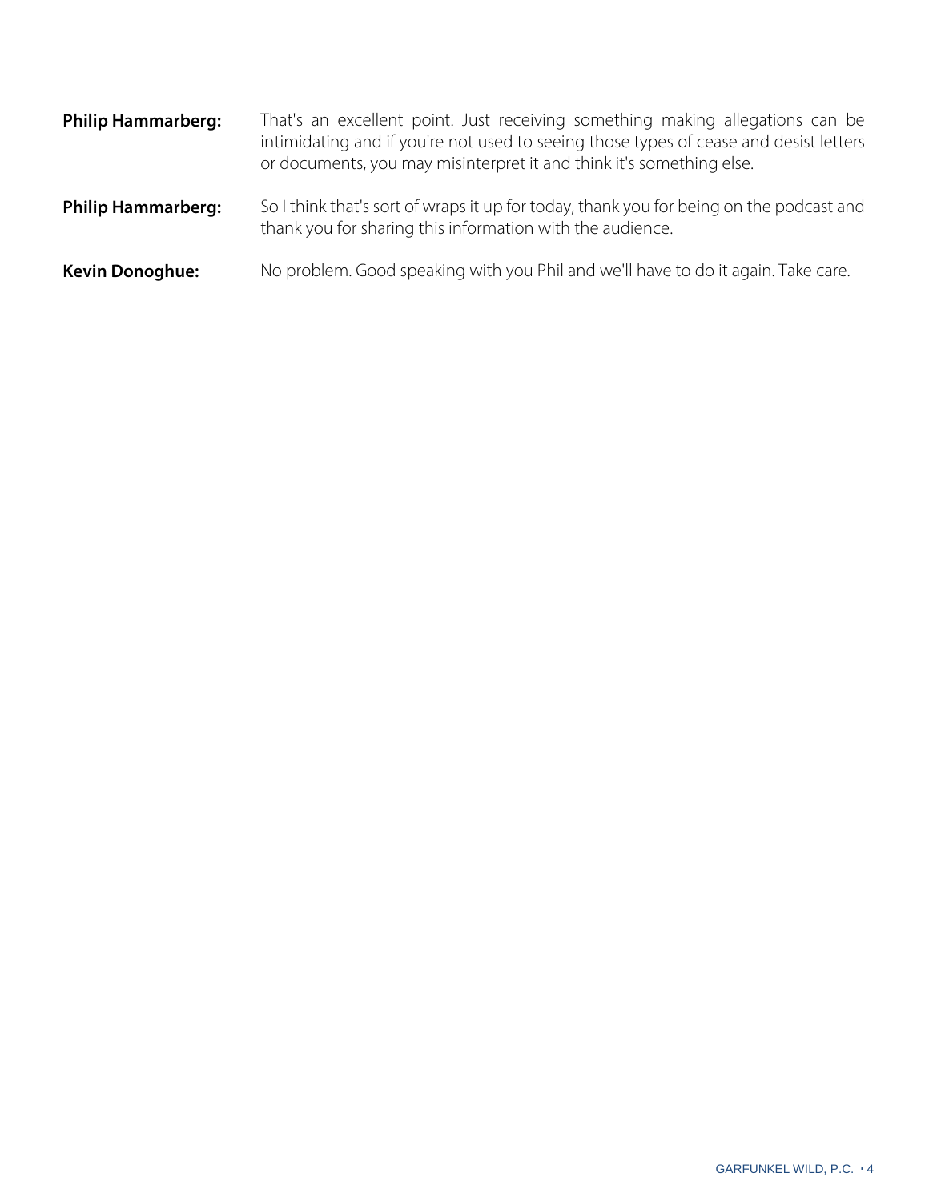**Philip Hammarberg:** That's an excellent point. Just receiving something making allegations can be intimidating and if you're not used to seeing those types of cease and desist letters or documents, you may misinterpret it and think it's something else.

**Philip Hammarberg:** So I think that's sort of wraps it up for today, thank you for being on the podcast and thank you for sharing this information with the audience.

**Kevin Donoghue:** No problem. Good speaking with you Phil and we'll have to do it again. Take care.